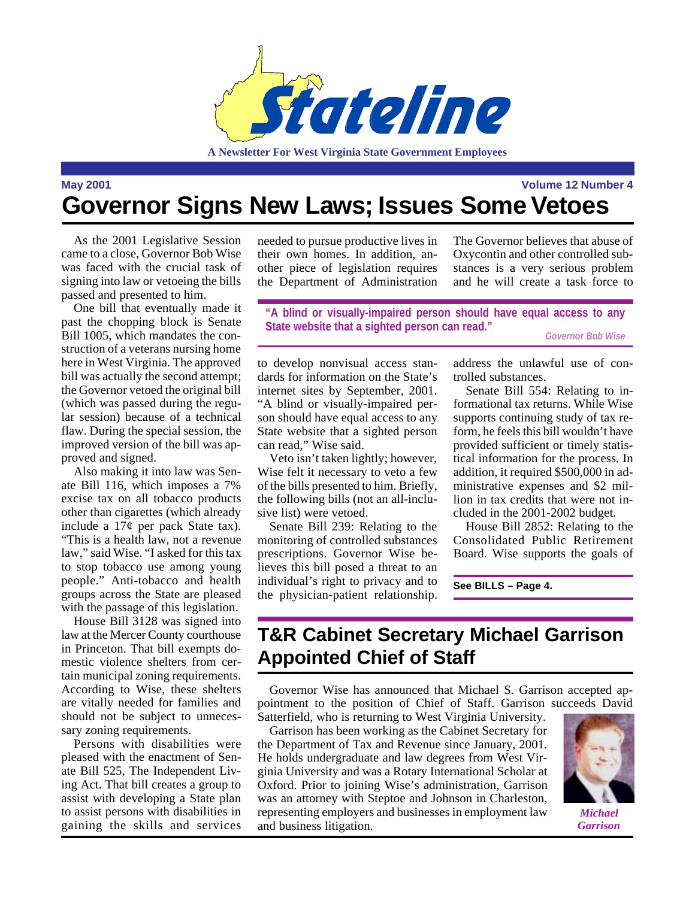# Stateline

**A Newsletter For West Virginia State Government Employees**

May 2001 — Volume 12 Number 4

## Governor Signs New Laws; Issues Some Vetoes

As the 2001 Legislative Session came to a close, Governor Bob Wise was faced with the crucial task of signing into law or vetoeing the bills passed and presented to him.

One bill that eventually made it past the chopping block is Senate Bill 1005, which mandates the construction of a veterans nursing home here in West Virginia. The approved bill was actually the second attempt; the Governor vetoed the original bill (which was passed during the regular session) because of a technical flaw. During the special session, the improved version of the bill was approved and signed.

Also making it into law was Senate Bill 116, which imposes a 7% excise tax on all tobacco products other than cigarettes (which already include a 17¢ per pack State tax). "This is a health law, not a revenue law," said Wise. "I asked for this tax to stop tobacco use among young people." Anti-tobacco and health groups across the State are pleased with the passage of this legislation.

House Bill 3128 was signed into law at the Mercer County courthouse in Princeton. That bill exempts domestic violence shelters from certain municipal zoning requirements. According to Wise, these shelters are vitally needed for families and should not be subject to unnecessary zoning requirements.

Persons with disabilities were pleased with the enactment of Senate Bill 525, The Independent Living Act. That bill creates a group to assist with developing a State plan to assist persons with disabilities in gaining the skills and services needed to pursue productive lives in their own homes. In addition, another piece of legislation requires the Department of Administration to develop nonvisual access standards for information on the State's internet sites by September, 2001. "A blind or visually-impaired person should have equal access to any State website that a sighted person can read," Wise said.

> **"A blind or visually-impaired person should have equal access to any State website that a sighted person can read."**
>
> *Governor Bob Wise*

Veto isn't taken lightly; however, Wise felt it necessary to veto a few of the bills presented to him. Briefly, the following bills (not an all-inclusive list) were vetoed.

Senate Bill 239: Relating to the monitoring of controlled substances prescriptions. Governor Wise believes this bill posed a threat to an individual's right to privacy and to the physician-patient relationship. The Governor believes that abuse of Oxycontin and other controlled substances is a very serious problem and he will create a task force to address the unlawful use of controlled substances.

Senate Bill 554: Relating to informational tax returns. While Wise supports continuing study of tax reform, he feels this bill wouldn't have provided sufficient or timely statistical information for the process. In addition, it required $500,000 in administrative expenses and $2 million in tax credits that were not included in the 2001-2002 budget.

House Bill 2852: Relating to the Consolidated Public Retirement Board. Wise supports the goals of

**See BILLS – Page 4.**

## T&R Cabinet Secretary Michael Garrison Appointed Chief of Staff

Governor Wise has announced that Michael S. Garrison accepted appointment to the position of Chief of Staff. Garrison succeeds David Satterfield, who is returning to West Virginia University.

Garrison has been working as the Cabinet Secretary for the Department of Tax and Revenue since January, 2001. He holds undergraduate and law degrees from West Virginia University and was a Rotary International Scholar at Oxford. Prior to joining Wise's administration, Garrison was an attorney with Steptoe and Johnson in Charleston, representing employers and businesses in employment law and business litigation.

*Michael Garrison*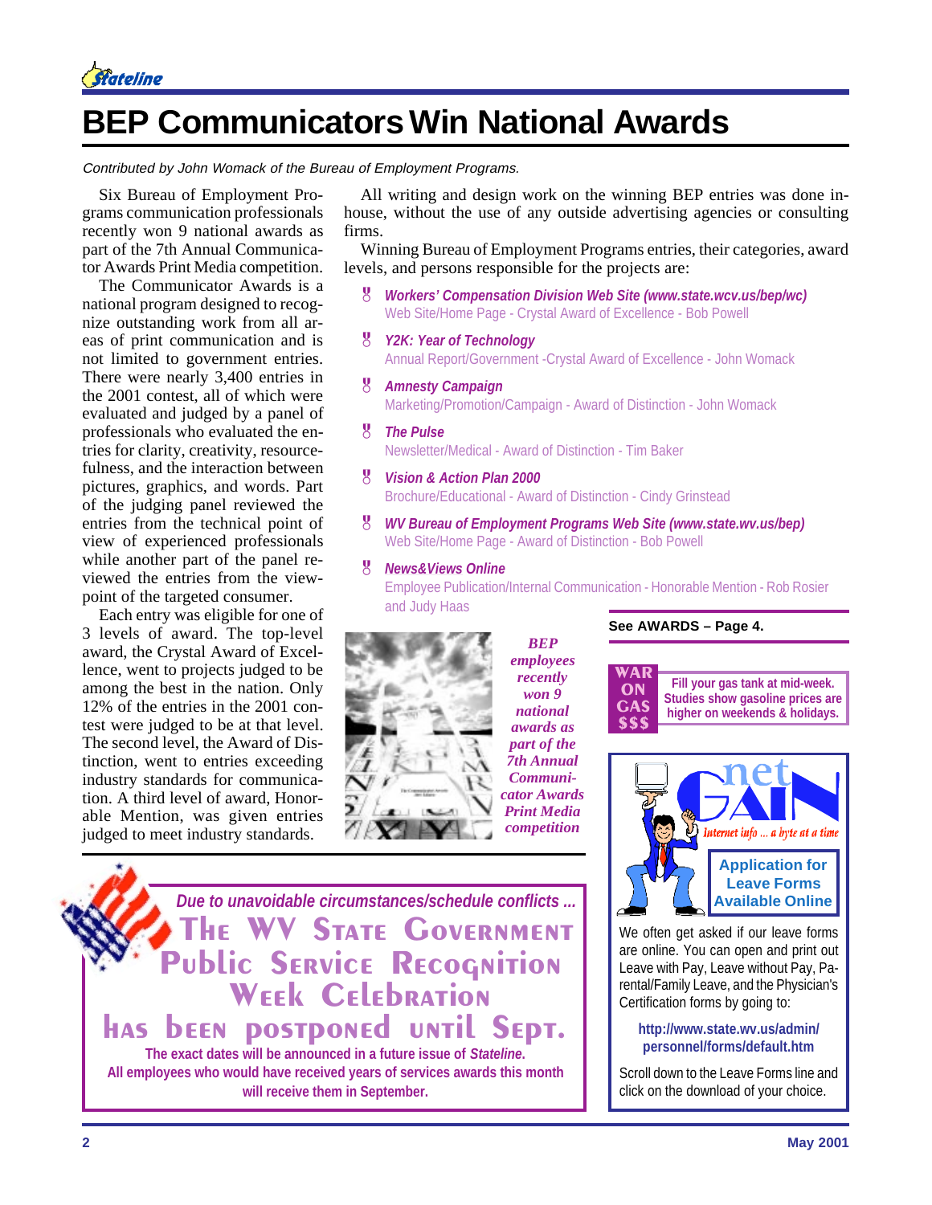# BEP Communicators Win National Awards

*Contributed by John Womack of the Bureau of Employment Programs.*

Six Bureau of Employment Programs communication professionals recently won 9 national awards as part of the 7th Annual Communicator Awards Print Media competition.

The Communicator Awards is a national program designed to recognize outstanding work from all areas of print communication and is not limited to government entries. There were nearly 3,400 entries in the 2001 contest, all of which were evaluated and judged by a panel of professionals who evaluated the entries for clarity, creativity, resourcefulness, and the interaction between pictures, graphics, and words. Part of the judging panel reviewed the entries from the technical point of view of experienced professionals while another part of the panel reviewed the entries from the viewpoint of the targeted consumer.

Each entry was eligible for one of 3 levels of award. The top-level award, the Crystal Award of Excellence, went to projects judged to be among the best in the nation. Only 12% of the entries in the 2001 contest were judged to be at that level. The second level, the Award of Distinction, went to entries exceeding industry standards for communication. A third level of award, Honorable Mention, was given entries judged to meet industry standards.

All writing and design work on the winning BEP entries was done in-house, without the use of any outside advertising agencies or consulting firms.

Winning Bureau of Employment Programs entries, their categories, award levels, and persons responsible for the projects are:

- ***Workers' Compensation Division Web Site (www.state.wcv.us/bep/wc)***
  Web Site/Home Page - Crystal Award of Excellence - Bob Powell
- ***Y2K: Year of Technology***
  Annual Report/Government -Crystal Award of Excellence - John Womack
- ***Amnesty Campaign***
  Marketing/Promotion/Campaign - Award of Distinction - John Womack
- ***The Pulse***
  Newsletter/Medical - Award of Distinction - Tim Baker
- ***Vision & Action Plan 2000***
  Brochure/Educational - Award of Distinction - Cindy Grinstead
- ***WV Bureau of Employment Programs Web Site (www.state.wv.us/bep)***
  Web Site/Home Page - Award of Distinction - Bob Powell
- ***News&Views Online***
  Employee Publication/Internal Communication - Honorable Mention - Rob Rosier and Judy Haas

***BEP employees recently won 9 national awards as part of the 7th Annual Communicator Awards Print Media competition***

**See AWARDS – Page 4.**

---

**WAR ON GAS $$$**

**Fill your gas tank at mid-week. Studies show gasoline prices are higher on weekends & holidays.**

---

**net GAIN** — *Internet info ... a byte at a time*

**Application for Leave Forms Available Online**

We often get asked if our leave forms are online. You can open and print out Leave with Pay, Leave without Pay, Parental/Family Leave, and the Physician's Certification forms by going to:

**http://www.state.wv.us/admin/personnel/forms/default.htm**

Scroll down to the Leave Forms line and click on the download of your choice.

---

***Due to unavoidable circumstances/schedule conflicts ...***

**The WV State Government Public Service Recognition Week Celebration has been postponed until Sept.**

**The exact dates will be announced in a future issue of *Stateline*.**
**All employees who would have received years of services awards this month will receive them in September.**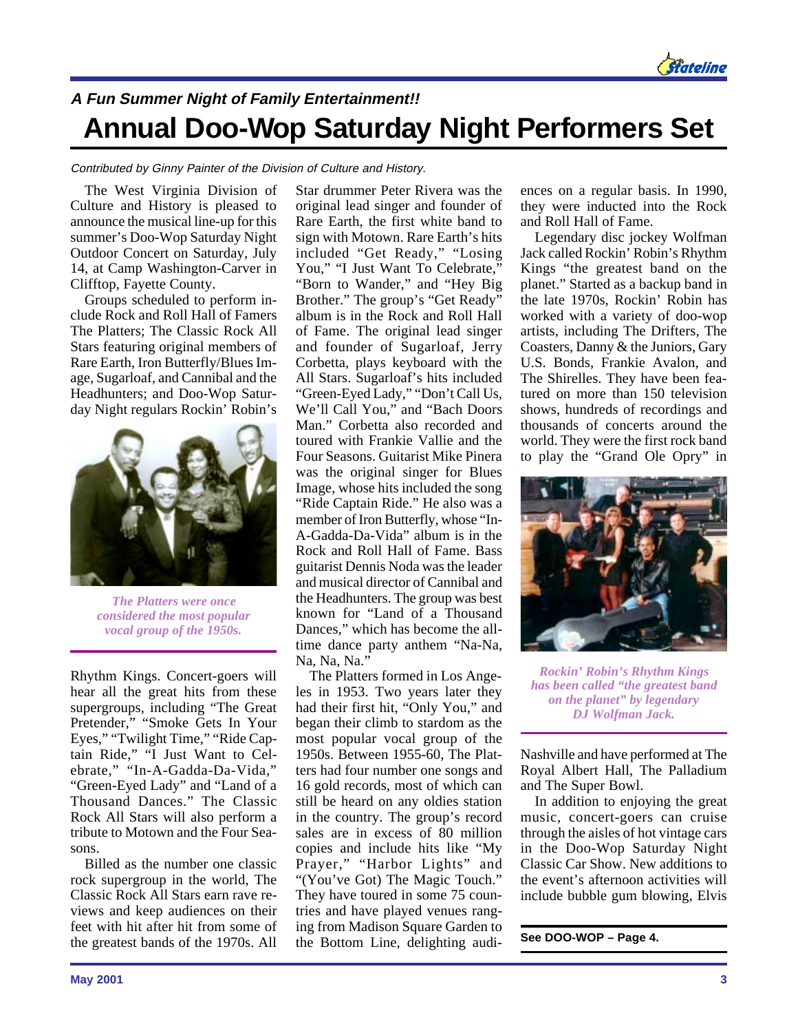*A Fun Summer Night of Family Entertainment!!*

# Annual Doo-Wop Saturday Night Performers Set

*Contributed by Ginny Painter of the Division of Culture and History.*

The West Virginia Division of Culture and History is pleased to announce the musical line-up for this summer's Doo-Wop Saturday Night Outdoor Concert on Saturday, July 14, at Camp Washington-Carver in Clifftop, Fayette County.

Groups scheduled to perform include Rock and Roll Hall of Famers The Platters; The Classic Rock All Stars featuring original members of Rare Earth, Iron Butterfly/Blues Image, Sugarloaf, and Cannibal and the Headhunters; and Doo-Wop Saturday Night regulars Rockin' Robin's Rhythm Kings. Concert-goers will hear all the great hits from these supergroups, including "The Great Pretender," "Smoke Gets In Your Eyes," "Twilight Time," "Ride Captain Ride," "I Just Want to Celebrate," "In-A-Gadda-Da-Vida," "Green-Eyed Lady" and "Land of a Thousand Dances." The Classic Rock All Stars will also perform a tribute to Motown and the Four Seasons.

*The Platters were once considered the most popular vocal group of the 1950s.*

Billed as the number one classic rock supergroup in the world, The Classic Rock All Stars earn rave reviews and keep audiences on their feet with hit after hit from some of the greatest bands of the 1970s. All Star drummer Peter Rivera was the original lead singer and founder of Rare Earth, the first white band to sign with Motown. Rare Earth's hits included "Get Ready," "Losing You," "I Just Want To Celebrate," "Born to Wander," and "Hey Big Brother." The group's "Get Ready" album is in the Rock and Roll Hall of Fame. The original lead singer and founder of Sugarloaf, Jerry Corbetta, plays keyboard with the All Stars. Sugarloaf's hits included "Green-Eyed Lady," "Don't Call Us, We'll Call You," and "Bach Doors Man." Corbetta also recorded and toured with Frankie Vallie and the Four Seasons. Guitarist Mike Pinera was the original singer for Blues Image, whose hits included the song "Ride Captain Ride." He also was a member of Iron Butterfly, whose "In-A-Gadda-Da-Vida" album is in the Rock and Roll Hall of Fame. Bass guitarist Dennis Noda was the leader and musical director of Cannibal and the Headhunters. The group was best known for "Land of a Thousand Dances," which has become the all-time dance party anthem "Na-Na, Na, Na, Na."

The Platters formed in Los Angeles in 1953. Two years later they had their first hit, "Only You," and began their climb to stardom as the most popular vocal group of the 1950s. Between 1955-60, The Platters had four number one songs and 16 gold records, most of which can still be heard on any oldies station in the country. The group's record sales are in excess of 80 million copies and include hits like "My Prayer," "Harbor Lights" and "(You've Got) The Magic Touch." They have toured in some 75 countries and have played venues ranging from Madison Square Garden to the Bottom Line, delighting audiences on a regular basis. In 1990, they were inducted into the Rock and Roll Hall of Fame.

Legendary disc jockey Wolfman Jack called Rockin' Robin's Rhythm Kings "the greatest band on the planet." Started as a backup band in the late 1970s, Rockin' Robin has worked with a variety of doo-wop artists, including The Drifters, The Coasters, Danny & the Juniors, Gary U.S. Bonds, Frankie Avalon, and The Shirelles. They have been featured on more than 150 television shows, hundreds of recordings and thousands of concerts around the world. They were the first rock band to play the "Grand Ole Opry" in Nashville and have performed at The Royal Albert Hall, The Palladium and The Super Bowl.

*Rockin' Robin's Rhythm Kings has been called "the greatest band on the planet" by legendary DJ Wolfman Jack.*

In addition to enjoying the great music, concert-goers can cruise through the aisles of hot vintage cars in the Doo-Wop Saturday Night Classic Car Show. New additions to the event's afternoon activities will include bubble gum blowing, Elvis

**See DOO-WOP – Page 4.**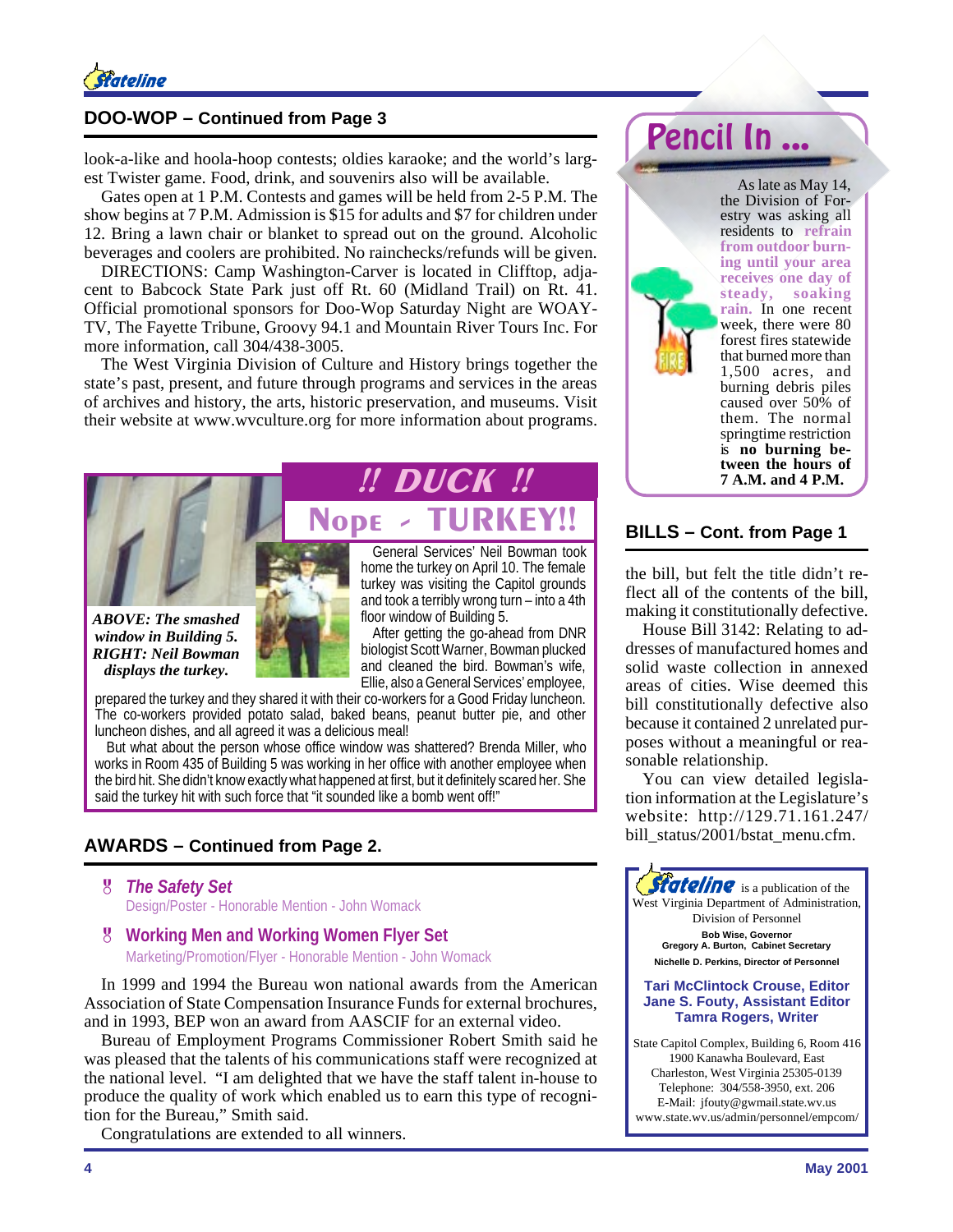## DOO-WOP – Continued from Page 3

look-a-like and hoola-hoop contests; oldies karaoke; and the world's largest Twister game. Food, drink, and souvenirs also will be available.

Gates open at 1 P.M. Contests and games will be held from 2-5 P.M. The show begins at 7 P.M. Admission is $15 for adults and $7 for children under 12. Bring a lawn chair or blanket to spread out on the ground. Alcoholic beverages and coolers are prohibited. No rainchecks/refunds will be given.

DIRECTIONS: Camp Washington-Carver is located in Clifftop, adjacent to Babcock State Park just off Rt. 60 (Midland Trail) on Rt. 41. Official promotional sponsors for Doo-Wop Saturday Night are WOAY-TV, The Fayette Tribune, Groovy 94.1 and Mountain River Tours Inc. For more information, call 304/438-3005.

The West Virginia Division of Culture and History brings together the state's past, present, and future through programs and services in the areas of archives and history, the arts, historic preservation, and museums. Visit their website at www.wvculture.org for more information about programs.

## !! DUCK !! Nope - TURKEY!!

*ABOVE: The smashed window in Building 5. RIGHT: Neil Bowman displays the turkey.*

General Services' Neil Bowman took home the turkey on April 10. The female turkey was visiting the Capitol grounds and took a terribly wrong turn – into a 4th floor window of Building 5.

After getting the go-ahead from DNR biologist Scott Warner, Bowman plucked and cleaned the bird. Bowman's wife, Ellie, also a General Services' employee, prepared the turkey and they shared it with their co-workers for a Good Friday luncheon. The co-workers provided potato salad, baked beans, peanut butter pie, and other luncheon dishes, and all agreed it was a delicious meal!

But what about the person whose office window was shattered? Brenda Miller, who works in Room 435 of Building 5 was working in her office with another employee when the bird hit. She didn't know exactly what happened at first, but it definitely scared her. She said the turkey hit with such force that "it sounded like a bomb went off!"

## AWARDS – Continued from Page 2.

- ***The Safety Set***
  Design/Poster - Honorable Mention - John Womack
- **Working Men and Working Women Flyer Set**
  Marketing/Promotion/Flyer - Honorable Mention - John Womack

In 1999 and 1994 the Bureau won national awards from the American Association of State Compensation Insurance Funds for external brochures, and in 1993, BEP won an award from AASCIF for an external video.

Bureau of Employment Programs Commissioner Robert Smith said he was pleased that the talents of his communications staff were recognized at the national level. "I am delighted that we have the staff talent in-house to produce the quality of work which enabled us to earn this type of recognition for the Bureau," Smith said.

Congratulations are extended to all winners.

## Pencil In ...

As late as May 14, the Division of Forestry was asking all residents to **refrain from outdoor burning until your area receives one day of steady, soaking rain.** In one recent week, there were 80 forest fires statewide that burned more than 1,500 acres, and burning debris piles caused over 50% of them. The normal springtime restriction is **no burning between the hours of 7 A.M. and 4 P.M.**

## BILLS – Cont. from Page 1

the bill, but felt the title didn't reflect all of the contents of the bill, making it constitutionally defective.

House Bill 3142: Relating to addresses of manufactured homes and solid waste collection in annexed areas of cities. Wise deemed this bill constitutionally defective also because it contained 2 unrelated purposes without a meaningful or reasonable relationship.

You can view detailed legislation information at the Legislature's website: http://129.71.161.247/bill_status/2001/bstat_menu.cfm.

---

*Stateline* is a publication of the West Virginia Department of Administration, Division of Personnel

**Bob Wise, Governor**
**Gregory A. Burton, Cabinet Secretary**
**Nichelle D. Perkins, Director of Personnel**

**Tari McClintock Crouse, Editor**
**Jane S. Fouty, Assistant Editor**
**Tamra Rogers, Writer**

State Capitol Complex, Building 6, Room 416
1900 Kanawha Boulevard, East
Charleston, West Virginia 25305-0139
Telephone: 304/558-3950, ext. 206
E-Mail: jfouty@gwmail.state.wv.us
www.state.wv.us/admin/personnel/empcom/